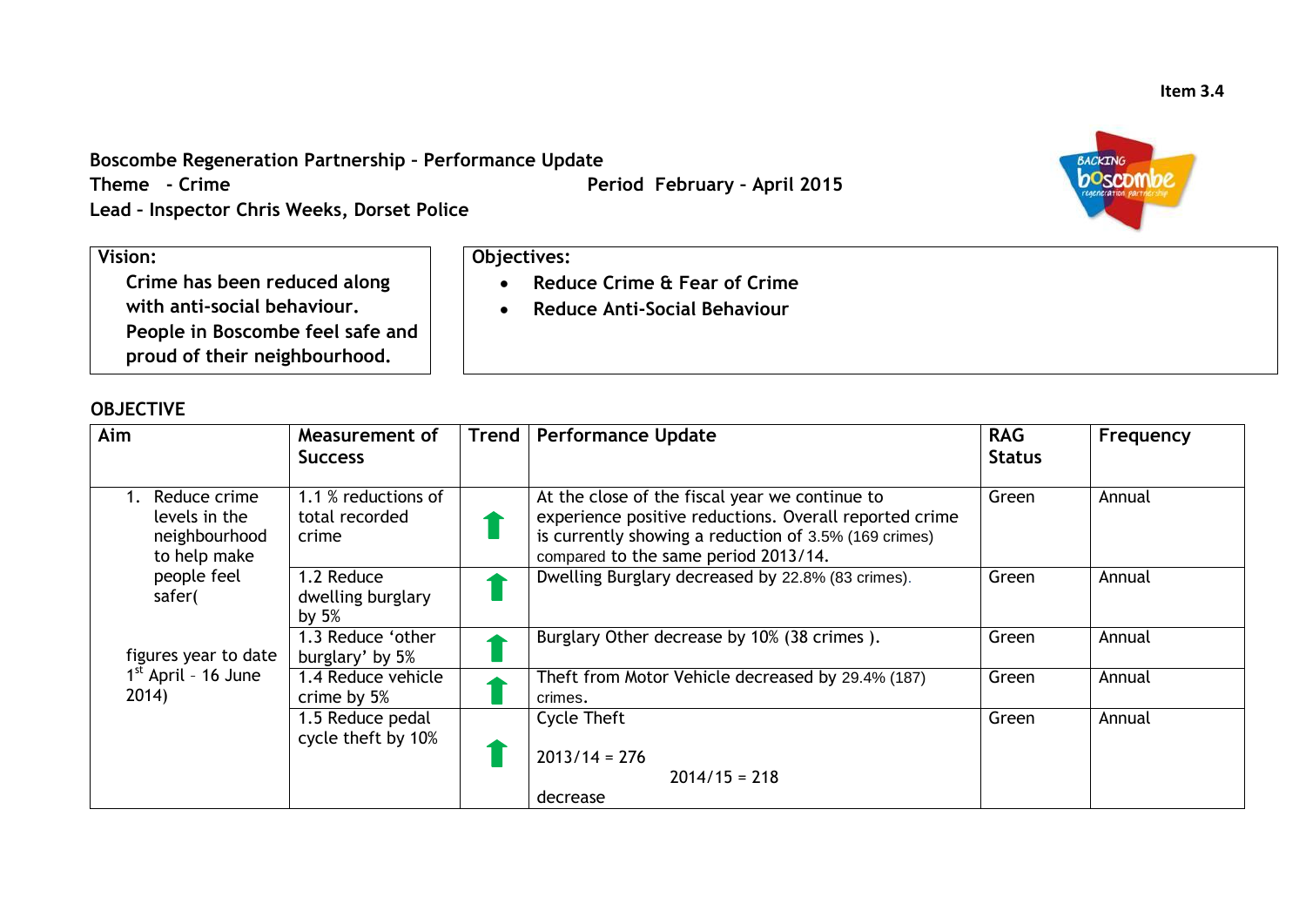Item 3.4

**Boscombe Regeneration Partnership – Performance Update**
**Theme - Crime** **Period February – April 2015**
**Lead – Inspector Chris Weeks, Dorset Police**

| **Vision:** | **Objectives:** |
|---|---|
| **Crime has been reduced along with anti-social behaviour. People in Boscombe feel safe and proud of their neighbourhood.** | • **Reduce Crime & Fear of Crime**<br>• **Reduce Anti-Social Behaviour** |

**OBJECTIVE**

| Aim | Measurement of Success | Trend | Performance Update | RAG Status | Frequency |
|---|---|---|---|---|---|
| 1. Reduce crime levels in the neighbourhood to help make people feel safer( figures year to date 1st April – 16 June 2014) | 1.1 % reductions of total recorded crime | ⬆ | At the close of the fiscal year we continue to experience positive reductions. Overall reported crime is currently showing a reduction of 3.5% (169 crimes) compared to the same period 2013/14. | Green | Annual |
| | 1.2 Reduce dwelling burglary by 5% | ⬆ | Dwelling Burglary decreased by 22.8% (83 crimes). | Green | Annual |
| | 1.3 Reduce 'other burglary' by 5% | ⬆ | Burglary Other decrease by 10% (38 crimes ). | Green | Annual |
| | 1.4 Reduce vehicle crime by 5% | ⬆ | Theft from Motor Vehicle decreased by 29.4% (187) crimes. | Green | Annual |
| | 1.5 Reduce pedal cycle theft by 10% | ⬆ | Cycle Theft<br>2013/14 = 276<br>2014/15 = 218<br>decrease | Green | Annual |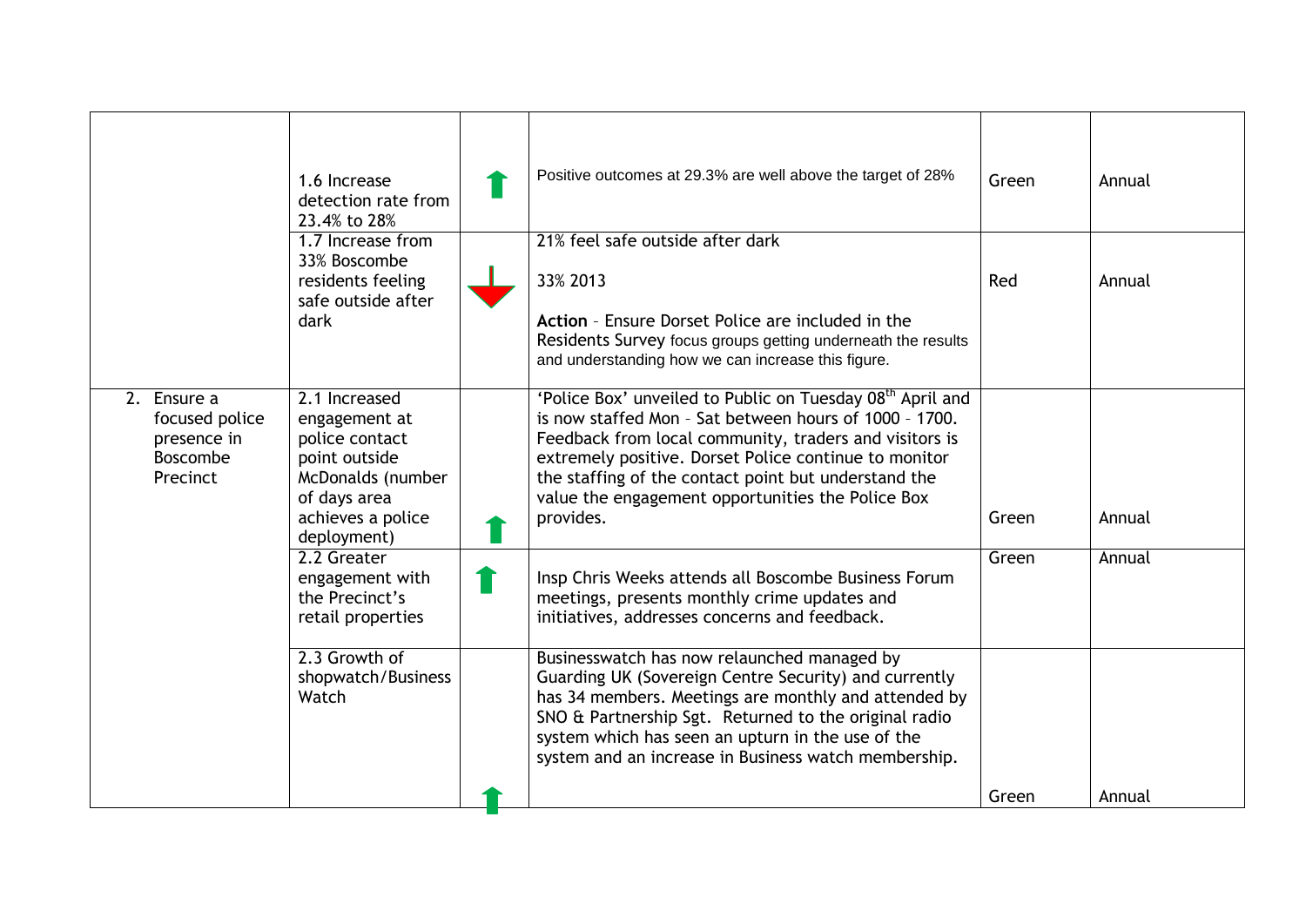| | | | | | |
|---|---|---|---|---|---|
| | 1.6 Increase detection rate from 23.4% to 28% | ⬆ | Positive outcomes at 29.3% are well above the target of 28% | Green | Annual |
| | 1.7 Increase from 33% Boscombe residents feeling safe outside after dark | ⬇ | 21% feel safe outside after dark<br><br>33% 2013<br><br>**Action** - Ensure Dorset Police are included in the Residents Survey focus groups getting underneath the results and understanding how we can increase this figure. | Red | Annual |
| 2. Ensure a focused police presence in Boscombe Precinct | 2.1 Increased engagement at police contact point outside McDonalds (number of days area achieves a police deployment) | ⬆ | 'Police Box' unveiled to Public on Tuesday 08th April and is now staffed Mon - Sat between hours of 1000 - 1700. Feedback from local community, traders and visitors is extremely positive. Dorset Police continue to monitor the staffing of the contact point but understand the value the engagement opportunities the Police Box provides. | Green | Annual |
| | 2.2 Greater engagement with the Precinct's retail properties | ⬆ | Insp Chris Weeks attends all Boscombe Business Forum meetings, presents monthly crime updates and initiatives, addresses concerns and feedback. | Green | Annual |
| | 2.3 Growth of shopwatch/Business Watch | ⬆ | Businesswatch has now relaunched managed by Guarding UK (Sovereign Centre Security) and currently has 34 members. Meetings are monthly and attended by SNO & Partnership Sgt. Returned to the original radio system which has seen an upturn in the use of the system and an increase in Business watch membership. | Green | Annual |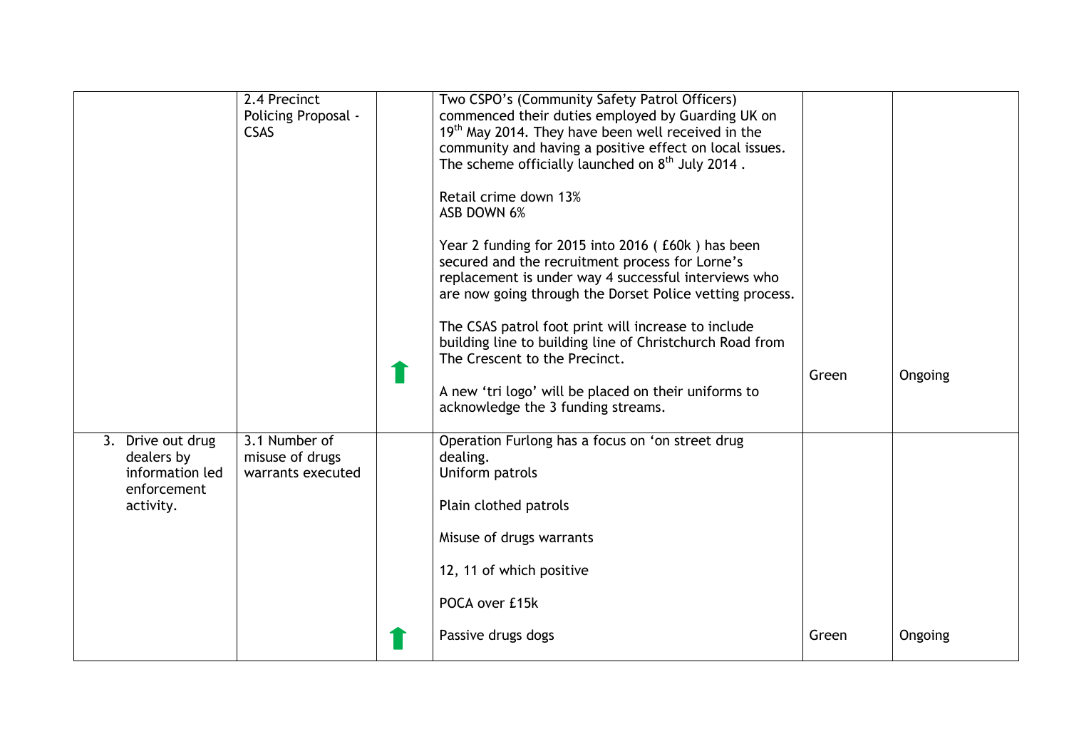| | | | | | |
|---|---|---|---|---|---|
| | 2.4 Precinct Policing Proposal - CSAS | ⬆ | Two CSPO's (Community Safety Patrol Officers) commenced their duties employed by Guarding UK on 19th May 2014. They have been well received in the community and having a positive effect on local issues. The scheme officially launched on 8th July 2014 .<br><br>Retail crime down 13%<br>ASB DOWN 6%<br><br>Year 2 funding for 2015 into 2016 ( £60k ) has been secured and the recruitment process for Lorne's replacement is under way 4 successful interviews who are now going through the Dorset Police vetting process.<br><br>The CSAS patrol foot print will increase to include building line to building line of Christchurch Road from The Crescent to the Precinct.<br><br>A new 'tri logo' will be placed on their uniforms to acknowledge the 3 funding streams. | Green | Ongoing |
| 3. Drive out drug dealers by information led enforcement activity. | 3.1 Number of misuse of drugs warrants executed | ⬆ | Operation Furlong has a focus on 'on street drug dealing.<br>Uniform patrols<br><br>Plain clothed patrols<br><br>Misuse of drugs warrants<br><br>12, 11 of which positive<br><br>POCA over £15k<br><br>Passive drugs dogs | Green | Ongoing |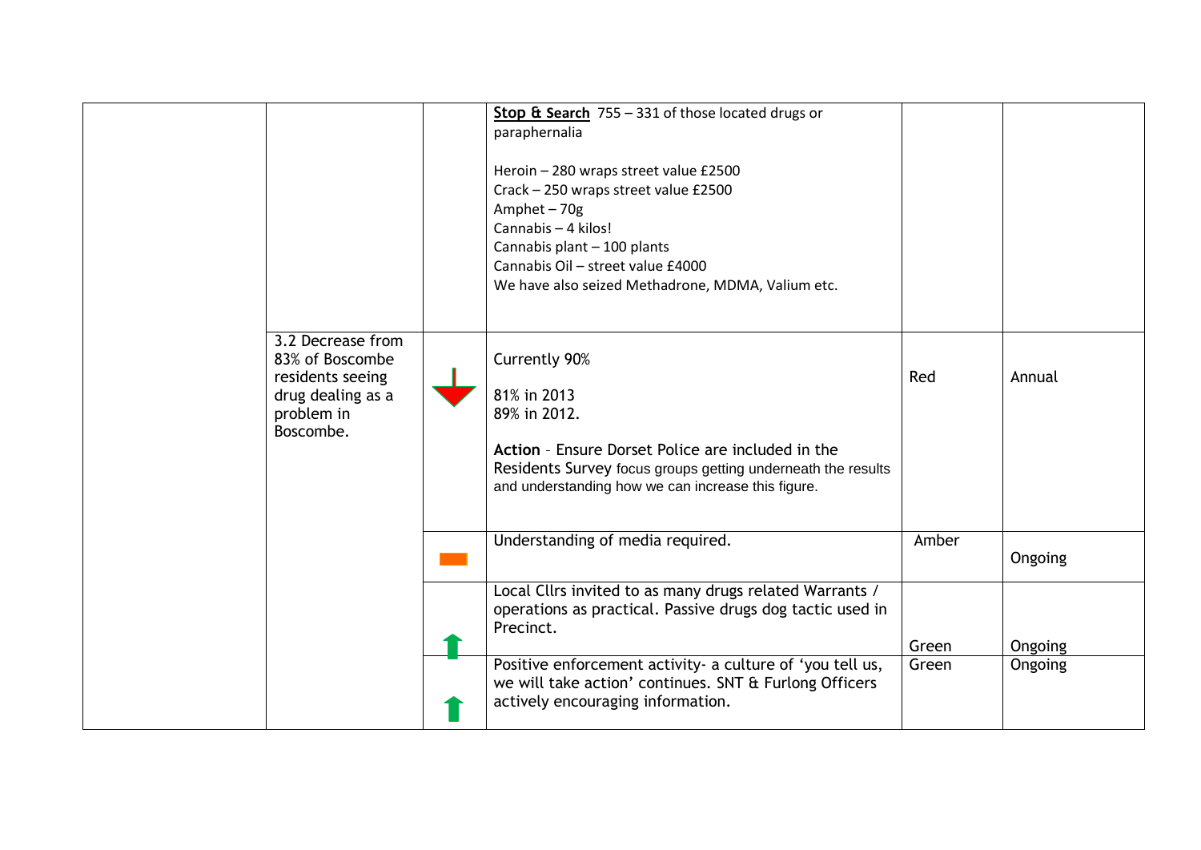| | | | | | |
|---|---|---|---|---|---|
| | | | **Stop & Search** 755 – 331 of those located drugs or paraphernalia<br><br>Heroin – 280 wraps street value £2500<br>Crack – 250 wraps street value £2500<br>Amphet – 70g<br>Cannabis – 4 kilos!<br>Cannabis plant – 100 plants<br>Cannabis Oil – street value £4000<br>We have also seized Methadrone, MDMA, Valium etc. | | |
| | 3.2 Decrease from 83% of Boscombe residents seeing drug dealing as a problem in Boscombe. | ↓ | Currently 90%<br><br>81% in 2013<br>89% in 2012.<br><br>**Action** - Ensure Dorset Police are included in the Residents Survey focus groups getting underneath the results and understanding how we can increase this figure. | Red | Annual |
| | | ▬ | Understanding of media required. | Amber | Ongoing |
| | | ↑ | Local Cllrs invited to as many drugs related Warrants / operations as practical. Passive drugs dog tactic used in Precinct. | Green | Ongoing |
| | | ↑ | Positive enforcement activity- a culture of 'you tell us, we will take action' continues. SNT & Furlong Officers actively encouraging information. | Green | Ongoing |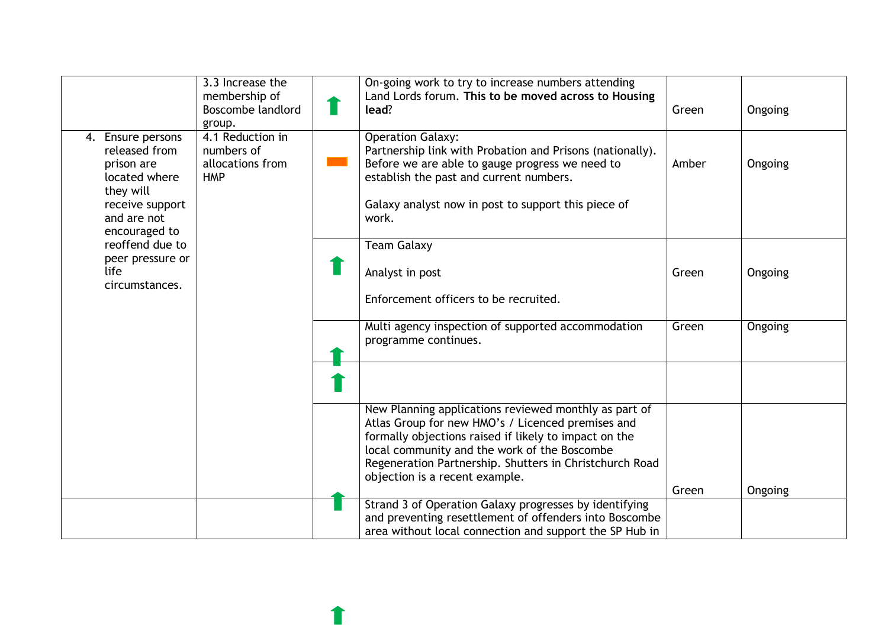| | | | | | |
|---|---|---|---|---|---|
| | 3.3 Increase the membership of Boscombe landlord group. | ⬆ | On-going work to try to increase numbers attending Land Lords forum. **This to be moved across to Housing lead**? | Green | Ongoing |
| 4. Ensure persons released from prison are located where they will receive support and are not encouraged to reoffend due to peer pressure or life circumstances. | 4.1 Reduction in numbers of allocations from HMP | ▬ | Operation Galaxy:<br>Partnership link with Probation and Prisons (nationally). Before we are able to gauge progress we need to establish the past and current numbers.<br><br>Galaxy analyst now in post to support this piece of work. | Amber | Ongoing |
| | | ⬆ | Team Galaxy<br><br>Analyst in post<br><br>Enforcement officers to be recruited. | Green | Ongoing |
| | | ⬆ | Multi agency inspection of supported accommodation programme continues. | Green | Ongoing |
| | | ⬆ | | | |
| | | | New Planning applications reviewed monthly as part of Atlas Group for new HMO's / Licenced premises and formally objections raised if likely to impact on the local community and the work of the Boscombe Regeneration Partnership. Shutters in Christchurch Road objection is a recent example. | Green | Ongoing |
| | | ⬆ | Strand 3 of Operation Galaxy progresses by identifying and preventing resettlement of offenders into Boscombe area without local connection and support the SP Hub in | | |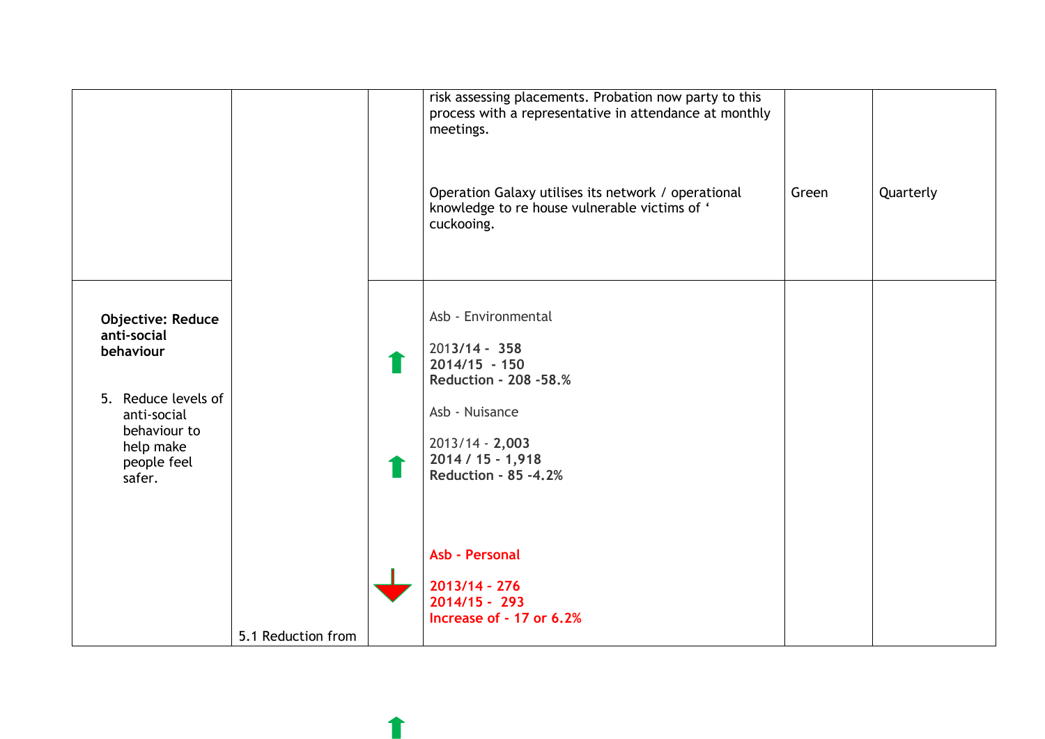| | | | | | |
|---|---|---|---|---|---|
| | | | risk assessing placements. Probation now party to this process with a representative in attendance at monthly meetings.<br><br>Operation Galaxy utilises its network / operational knowledge to re house vulnerable victims of ' cuckooing. | Green | Quarterly |
| **Objective: Reduce anti-social behaviour**<br><br>5. Reduce levels of anti-social behaviour to help make people feel safer. | 5.1 Reduction from | ⬆<br><br>⬆<br><br>⬇ | Asb - Environmental<br><br>2013/14 - **358**<br>**2014/15 - 150**<br>**Reduction - 208 -58.%**<br><br>Asb - Nuisance<br><br>2013/14 - **2,003**<br>**2014 / 15 - 1,918**<br>**Reduction - 85 -4.2%**<br><br>**Asb - Personal**<br><br>**2013/14 - 276**<br>**2014/15 - 293**<br>**Increase of - 17 or 6.2%** | | |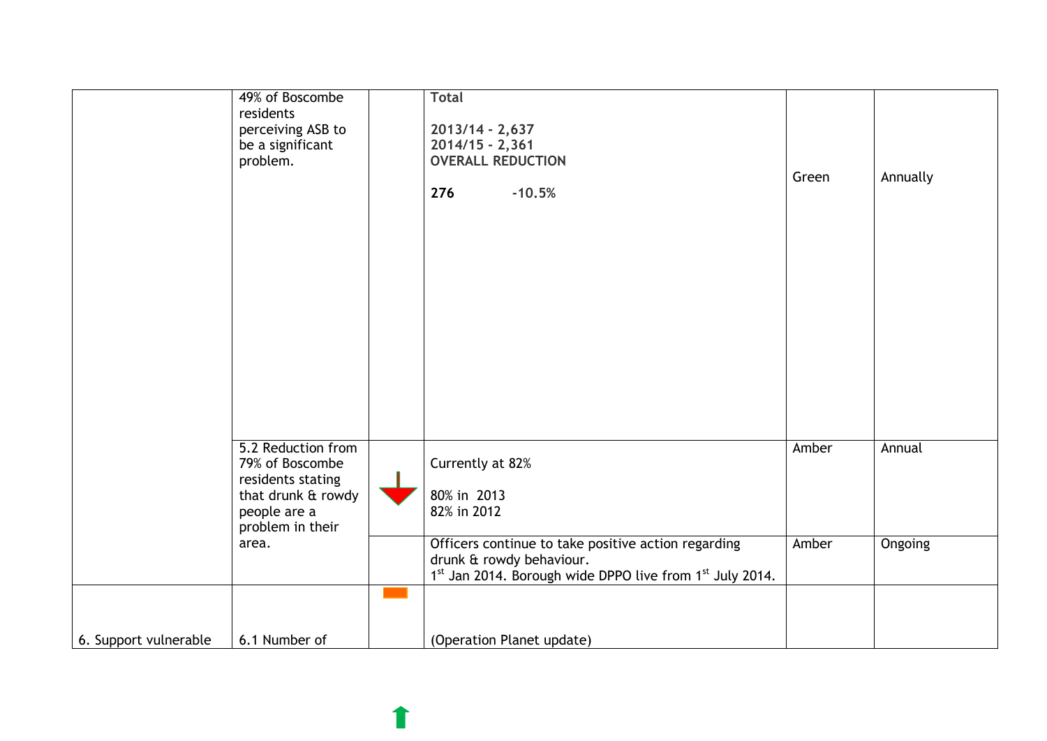| | | | | | |
|---|---|---|---|---|---|
| | 49% of Boscombe residents perceiving ASB to be a significant problem. | | **Total**<br><br>**2013/14 - 2,637**<br>**2014/15 - 2,361**<br>**OVERALL REDUCTION**<br><br>**276** **-10.5%** | Green | Annually |
| | 5.2 Reduction from 79% of Boscombe residents stating that drunk & rowdy people are a problem in their area. | | Currently at 82%<br><br>80% in 2013<br>82% in 2012 | Amber | Annual |
| | | | Officers continue to take positive action regarding drunk & rowdy behaviour.<br>1st Jan 2014. Borough wide DPPO live from 1st July 2014. | Amber | Ongoing |
| 6. Support vulnerable | 6.1 Number of | | (Operation Planet update) | | |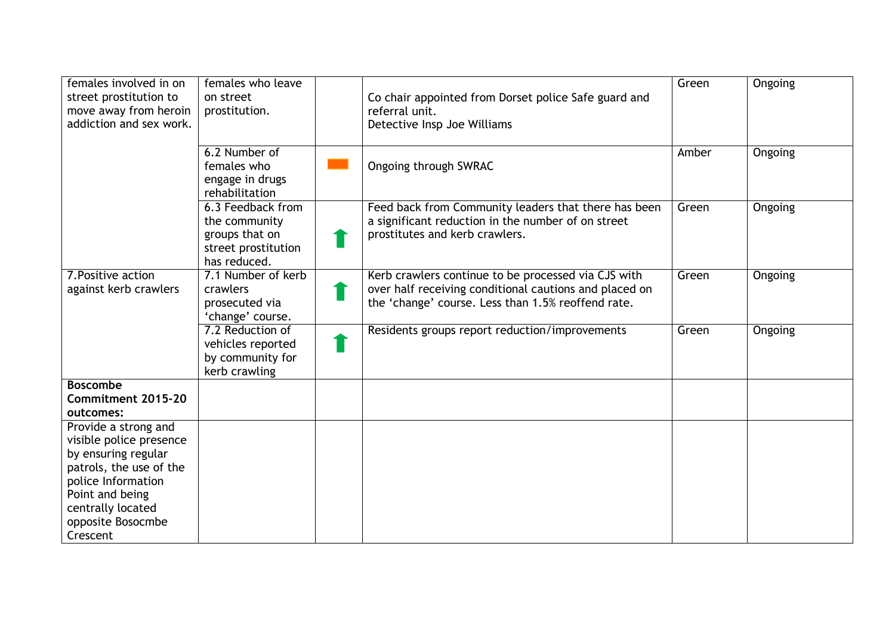| | | | | | |
|---|---|---|---|---|---|
| females involved in on street prostitution to move away from heroin addiction and sex work. | females who leave on street prostitution. | | Co chair appointed from Dorset police Safe guard and referral unit.<br>Detective Insp Joe Williams | Green | Ongoing |
| | 6.2 Number of females who engage in drugs rehabilitation | ▬ | Ongoing through SWRAC | Amber | Ongoing |
| | 6.3 Feedback from the community groups that on street prostitution has reduced. | ⬆ | Feed back from Community leaders that there has been a significant reduction in the number of on street prostitutes and kerb crawlers. | Green | Ongoing |
| 7.Positive action against kerb crawlers | 7.1 Number of kerb crawlers prosecuted via 'change' course. | ⬆ | Kerb crawlers continue to be processed via CJS with over half receiving conditional cautions and placed on the 'change' course. Less than 1.5% reoffend rate. | Green | Ongoing |
| | 7.2 Reduction of vehicles reported by community for kerb crawling | ⬆ | Residents groups report reduction/improvements | Green | Ongoing |
| **Boscombe Commitment 2015-20 outcomes:** | | | | | |
| Provide a strong and visible police presence by ensuring regular patrols, the use of the police Information Point and being centrally located opposite Bosocmbe Crescent | | | | | |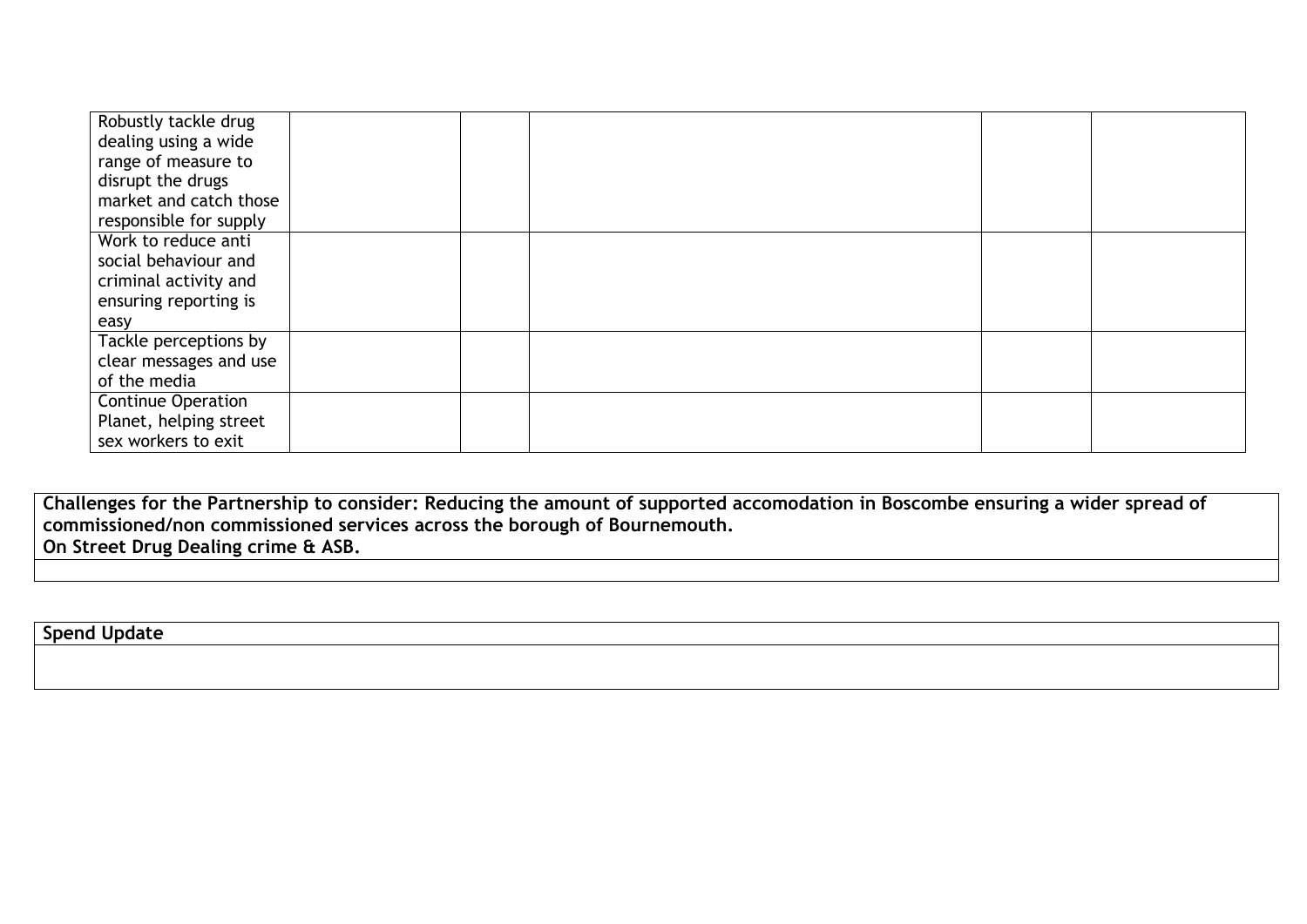| | | | | | |
|---|---|---|---|---|---|
| Robustly tackle drug dealing using a wide range of measure to disrupt the drugs market and catch those responsible for supply | | | | | |
| Work to reduce anti social behaviour and criminal activity and ensuring reporting is easy | | | | | |
| Tackle perceptions by clear messages and use of the media | | | | | |
| Continue Operation Planet, helping street sex workers to exit | | | | | |

| **Challenges for the Partnership to consider: Reducing the amount of supported accomodation in Boscombe ensuring a wider spread of commissioned/non commissioned services across the borough of Bournemouth. On Street Drug Dealing crime & ASB.** |
|---|
| |

| **Spend Update** |
|---|
| |